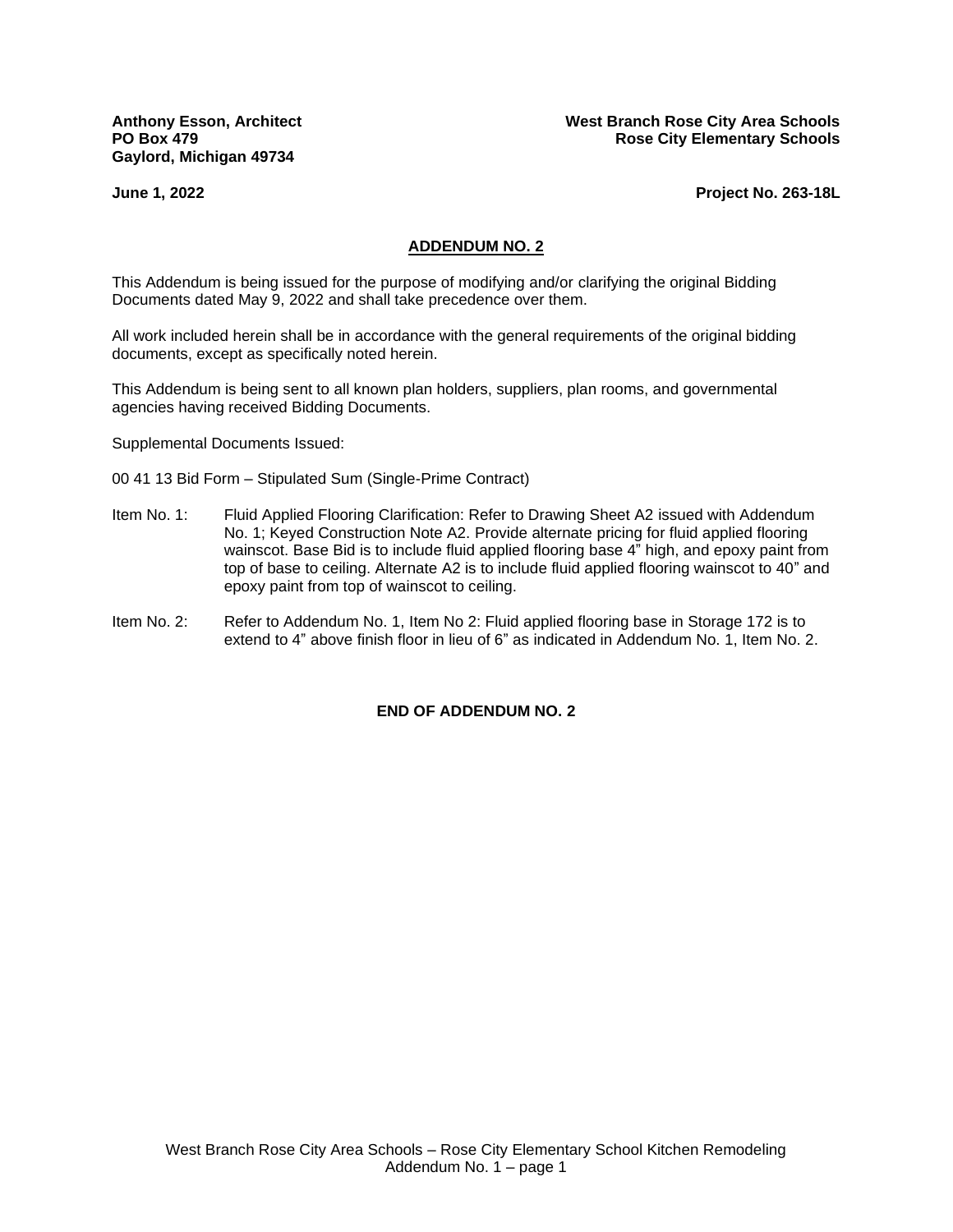**Anthony Esson, Architect**
**PO Box 479**
**Gaylord, Michigan 49734**

**West Branch Rose City Area Schools**
**Rose City Elementary Schools**

**June 1, 2022**

**Project No. 263-18L**

## ADDENDUM NO. 2

This Addendum is being issued for the purpose of modifying and/or clarifying the original Bidding Documents dated May 9, 2022 and shall take precedence over them.

All work included herein shall be in accordance with the general requirements of the original bidding documents, except as specifically noted herein.

This Addendum is being sent to all known plan holders, suppliers, plan rooms, and governmental agencies having received Bidding Documents.

Supplemental Documents Issued:

00 41 13 Bid Form – Stipulated Sum (Single-Prime Contract)

Item No. 1: Fluid Applied Flooring Clarification: Refer to Drawing Sheet A2 issued with Addendum No. 1; Keyed Construction Note A2. Provide alternate pricing for fluid applied flooring wainscot. Base Bid is to include fluid applied flooring base 4" high, and epoxy paint from top of base to ceiling. Alternate A2 is to include fluid applied flooring wainscot to 40" and epoxy paint from top of wainscot to ceiling.

Item No. 2: Refer to Addendum No. 1, Item No 2: Fluid applied flooring base in Storage 172 is to extend to 4" above finish floor in lieu of 6" as indicated in Addendum No. 1, Item No. 2.

**END OF ADDENDUM NO. 2**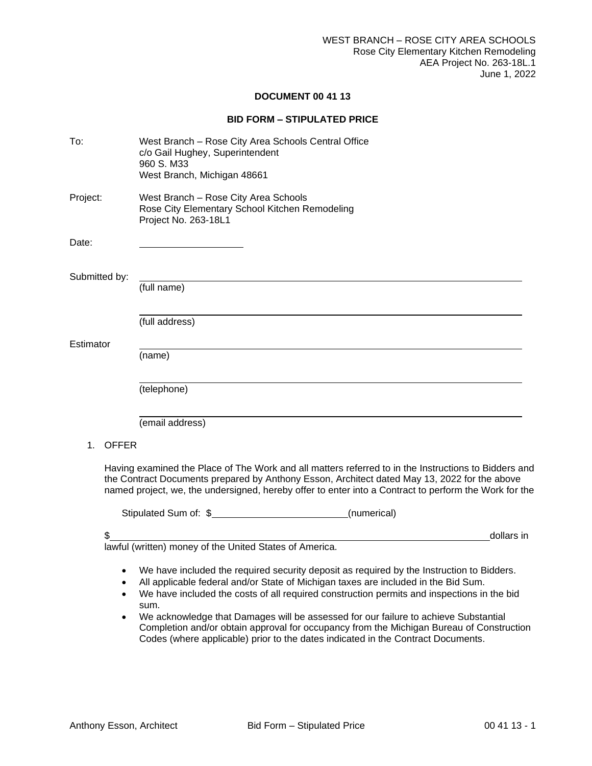**DOCUMENT 00 41 13**

**BID FORM – STIPULATED PRICE**

To: West Branch – Rose City Area Schools Central Office
c/o Gail Hughey, Superintendent
960 S. M33
West Branch, Michigan 48661

Project: West Branch – Rose City Area Schools
Rose City Elementary School Kitchen Remodeling
Project No. 263-18L1

Date: \_\_\_\_\_\_\_\_\_\_\_\_\_\_\_\_\_\_\_\_

Submitted by: \_\_\_\_\_\_\_\_\_\_\_\_\_\_\_\_\_\_\_\_\_\_\_\_\_\_\_\_\_\_\_\_\_\_\_\_\_\_\_\_\_\_\_\_\_\_\_\_
(full name)

\_\_\_\_\_\_\_\_\_\_\_\_\_\_\_\_\_\_\_\_\_\_\_\_\_\_\_\_\_\_\_\_\_\_\_\_\_\_\_\_\_\_\_\_\_\_\_\_
(full address)

Estimator \_\_\_\_\_\_\_\_\_\_\_\_\_\_\_\_\_\_\_\_\_\_\_\_\_\_\_\_\_\_\_\_\_\_\_\_\_\_\_\_\_\_\_\_\_\_\_\_
(name)

\_\_\_\_\_\_\_\_\_\_\_\_\_\_\_\_\_\_\_\_\_\_\_\_\_\_\_\_\_\_\_\_\_\_\_\_\_\_\_\_\_\_\_\_\_\_\_\_
(telephone)

\_\_\_\_\_\_\_\_\_\_\_\_\_\_\_\_\_\_\_\_\_\_\_\_\_\_\_\_\_\_\_\_\_\_\_\_\_\_\_\_\_\_\_\_\_\_\_\_
(email address)

1. OFFER

Having examined the Place of The Work and all matters referred to in the Instructions to Bidders and the Contract Documents prepared by Anthony Esson, Architect dated May 13, 2022 for the above named project, we, the undersigned, hereby offer to enter into a Contract to perform the Work for the

Stipulated Sum of: $\_\_\_\_\_\_\_\_\_\_\_\_\_\_\_\_\_\_\_\_\_\_\_\_\_\_(numerical)

$\_\_\_\_\_\_\_\_\_\_\_\_\_\_\_\_\_\_\_\_\_\_\_\_\_\_\_\_\_\_\_\_\_\_\_\_\_\_\_\_\_\_\_\_\_\_\_\_\_\_\_\_\_\_\_\_\_\_\_\_dollars in lawful (written) money of the United States of America.

- We have included the required security deposit as required by the Instruction to Bidders.
- All applicable federal and/or State of Michigan taxes are included in the Bid Sum.
- We have included the costs of all required construction permits and inspections in the bid sum.
- We acknowledge that Damages will be assessed for our failure to achieve Substantial Completion and/or obtain approval for occupancy from the Michigan Bureau of Construction Codes (where applicable) prior to the dates indicated in the Contract Documents.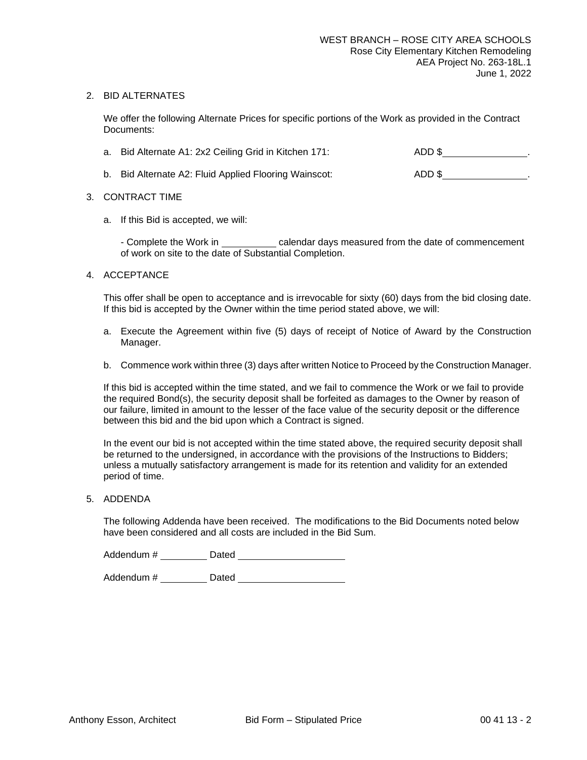2. BID ALTERNATES

   We offer the following Alternate Prices for specific portions of the Work as provided in the Contract Documents:

   a. Bid Alternate A1: 2x2 Ceiling Grid in Kitchen 171: ADD $________________.

   b. Bid Alternate A2: Fluid Applied Flooring Wainscot: ADD $________________.

3. CONTRACT TIME

   a. If this Bid is accepted, we will:

      - Complete the Work in __________ calendar days measured from the date of commencement of work on site to the date of Substantial Completion.

4. ACCEPTANCE

   This offer shall be open to acceptance and is irrevocable for sixty (60) days from the bid closing date. If this bid is accepted by the Owner within the time period stated above, we will:

   a. Execute the Agreement within five (5) days of receipt of Notice of Award by the Construction Manager.

   b. Commence work within three (3) days after written Notice to Proceed by the Construction Manager.

   If this bid is accepted within the time stated, and we fail to commence the Work or we fail to provide the required Bond(s), the security deposit shall be forfeited as damages to the Owner by reason of our failure, limited in amount to the lesser of the face value of the security deposit or the difference between this bid and the bid upon which a Contract is signed.

   In the event our bid is not accepted within the time stated above, the required security deposit shall be returned to the undersigned, in accordance with the provisions of the Instructions to Bidders; unless a mutually satisfactory arrangement is made for its retention and validity for an extended period of time.

5. ADDENDA

   The following Addenda have been received. The modifications to the Bid Documents noted below have been considered and all costs are included in the Bid Sum.

   Addendum # _________ Dated ____________________

   Addendum # _________ Dated ____________________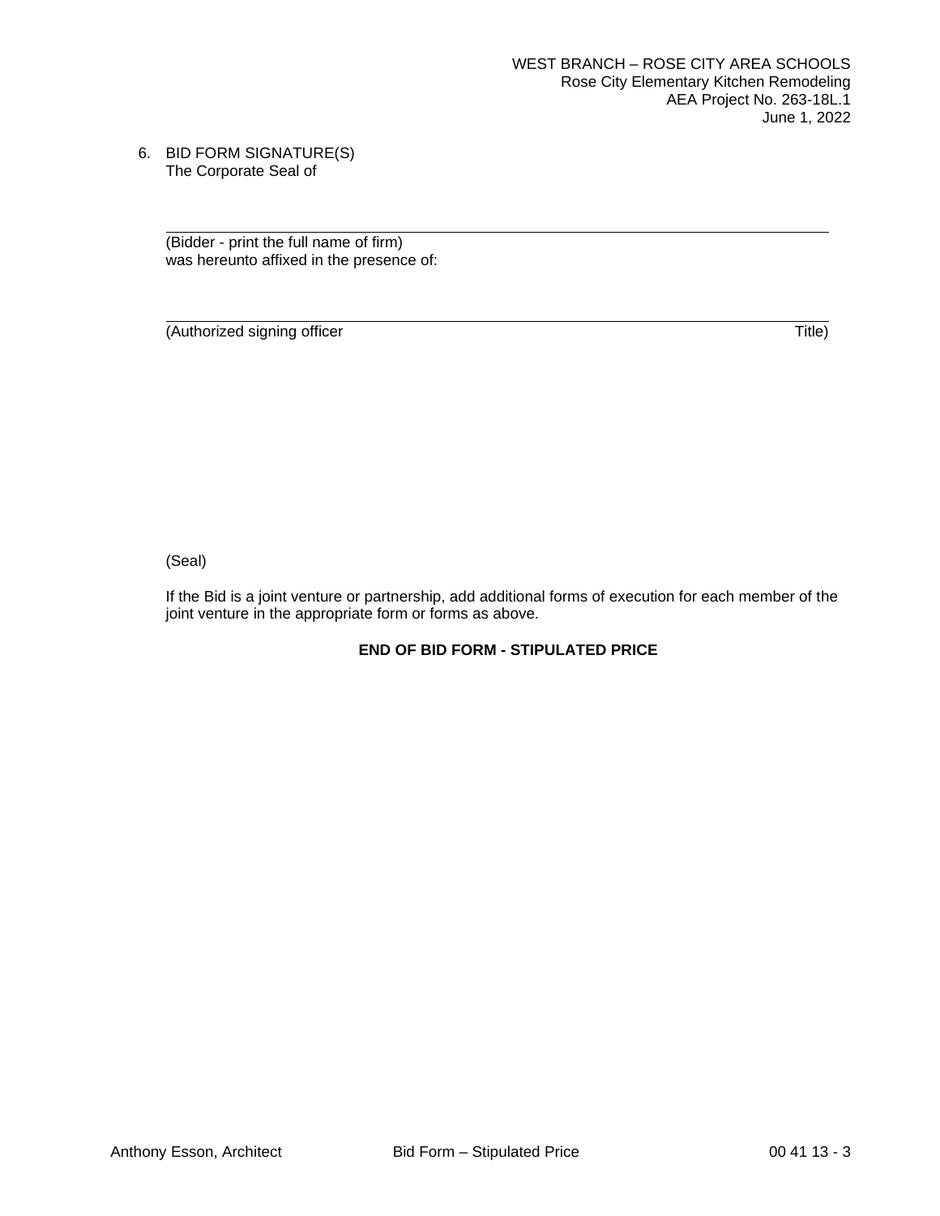6. BID FORM SIGNATURE(S)
   The Corporate Seal of

   ______________________________________________________________________
   (Bidder - print the full name of firm)
   was hereunto affixed in the presence of:

   ______________________________________________________________________
   (Authorized signing officer Title)

   (Seal)

   If the Bid is a joint venture or partnership, add additional forms of execution for each member of the joint venture in the appropriate form or forms as above.

**END OF BID FORM - STIPULATED PRICE**